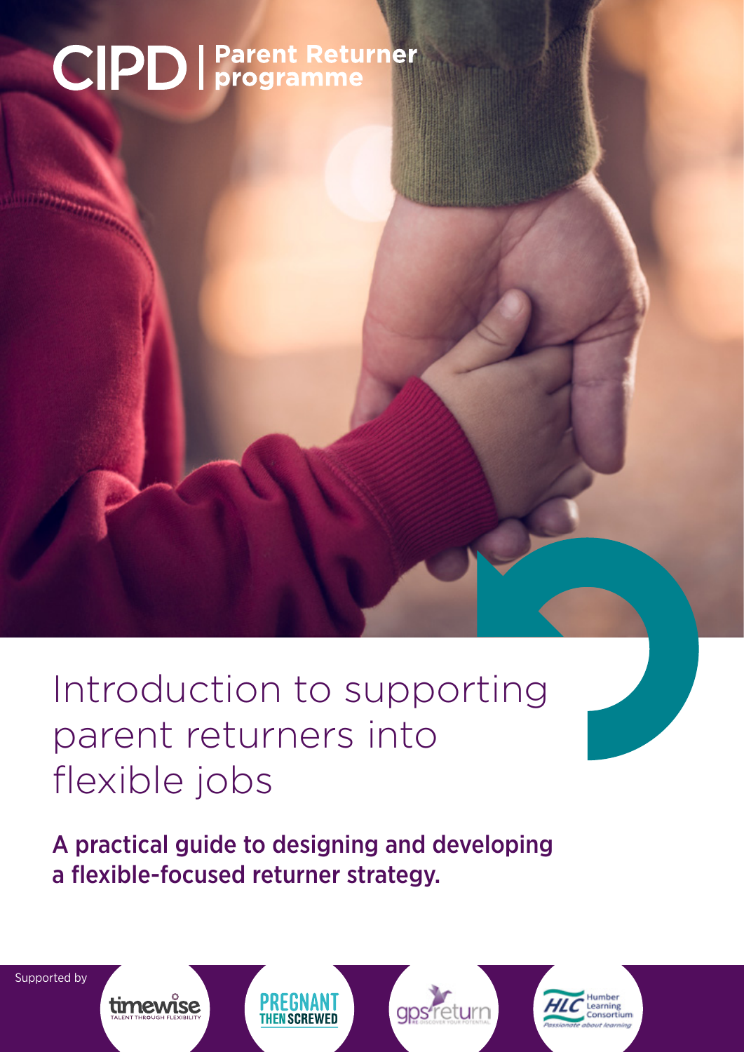CIPD | Parent Returner programme

# Introduction to supporting parent returners into flexible jobs

**A practical guide to designing and developing a flexible-focused returner strategy.**

Supported by

timewise TALENT THROUGH FLEXIBILITY

PREGNANT THEN SCREWED

gps return RE-DISCOVER YOUR POTENTIAL

HLC Humber Learning Consortium *Passionate about learning*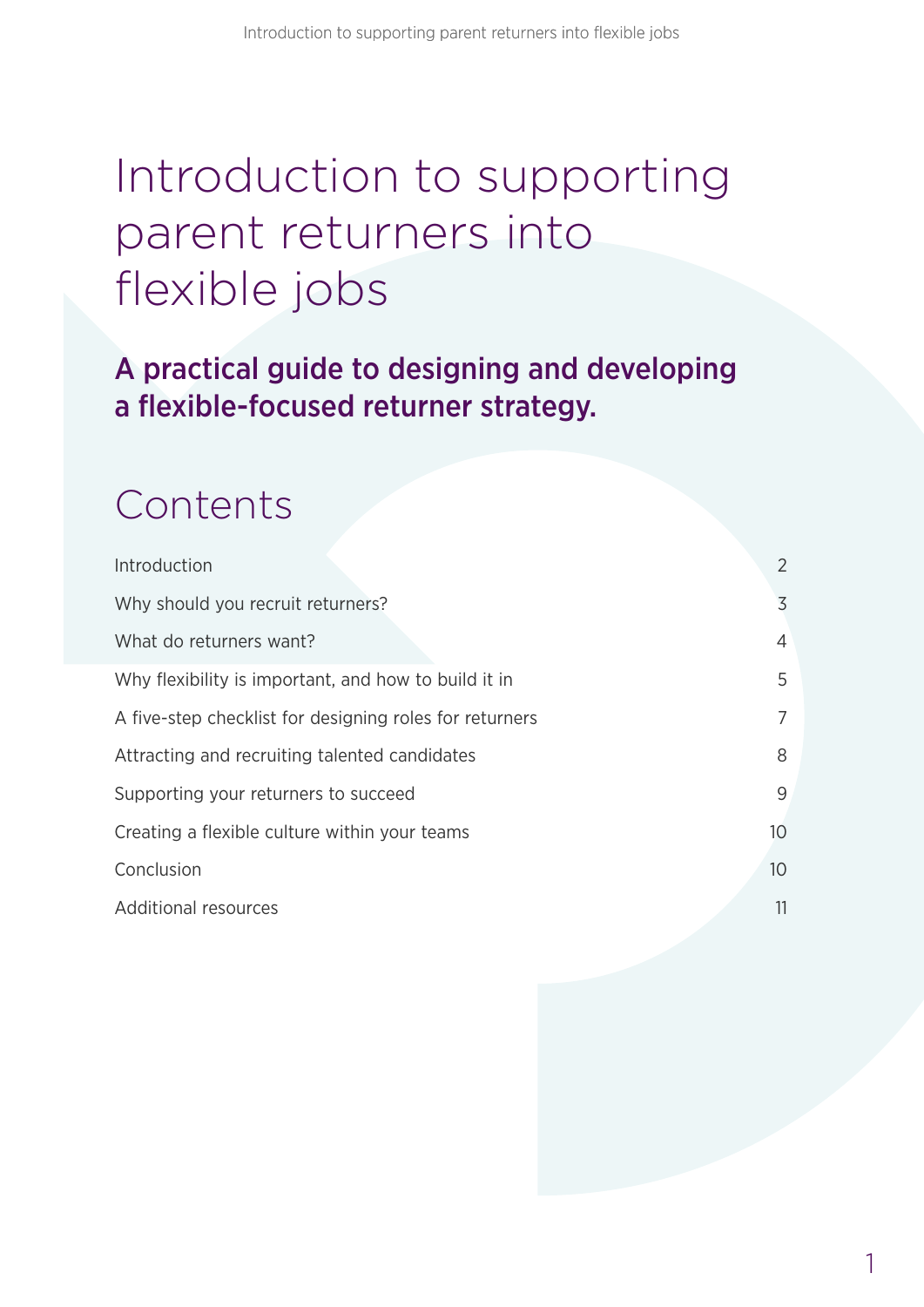# Introduction to supporting parent returners into flexible jobs

## A practical guide to designing and developing a flexible-focused returner strategy.

## Contents

| | |
|---|---|
| Introduction | 2 |
| Why should you recruit returners? | 3 |
| What do returners want? | 4 |
| Why flexibility is important, and how to build it in | 5 |
| A five-step checklist for designing roles for returners | 7 |
| Attracting and recruiting talented candidates | 8 |
| Supporting your returners to succeed | 9 |
| Creating a flexible culture within your teams | 10 |
| Conclusion | 10 |
| Additional resources | 11 |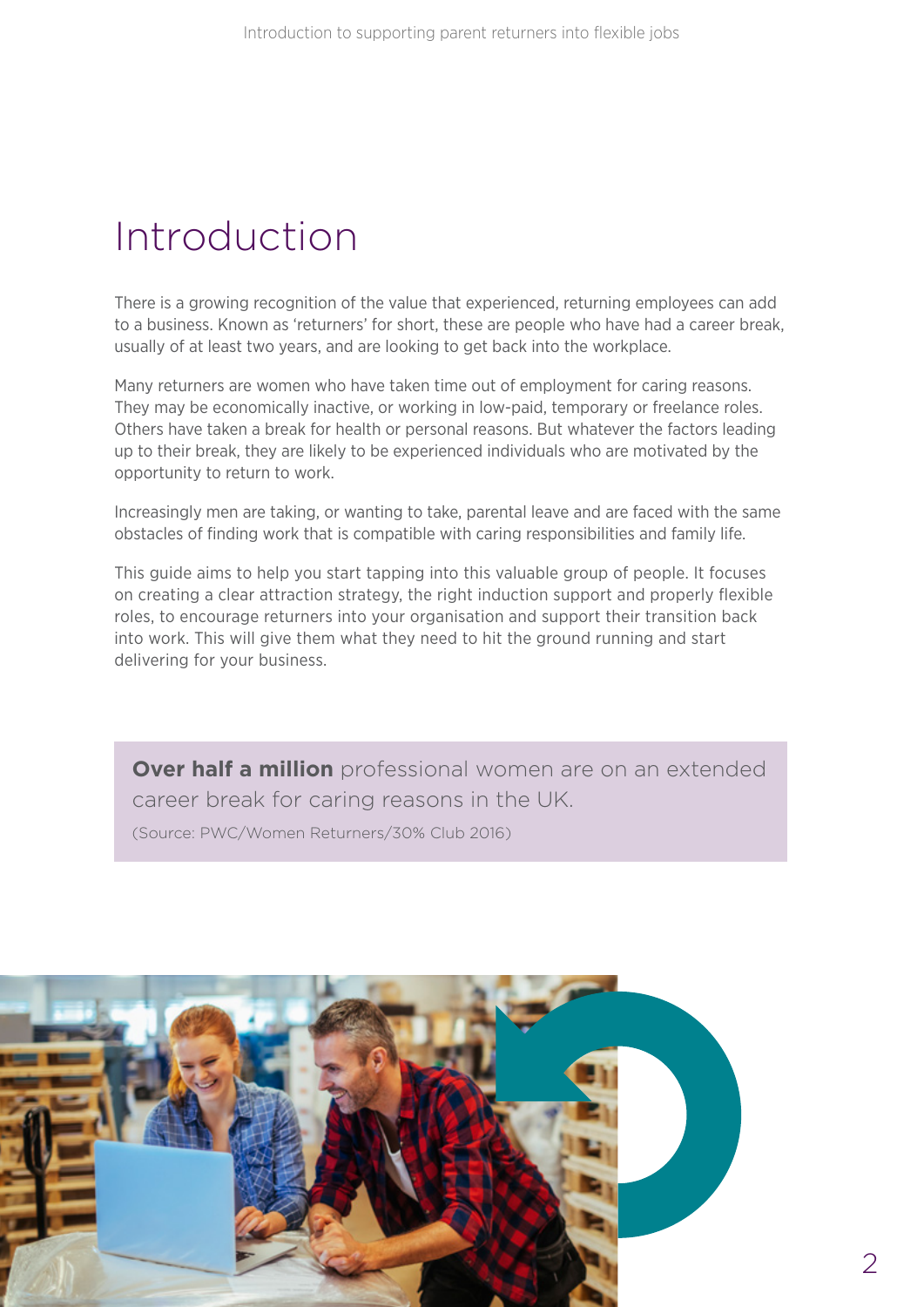# Introduction

There is a growing recognition of the value that experienced, returning employees can add to a business. Known as 'returners' for short, these are people who have had a career break, usually of at least two years, and are looking to get back into the workplace.

Many returners are women who have taken time out of employment for caring reasons. They may be economically inactive, or working in low-paid, temporary or freelance roles. Others have taken a break for health or personal reasons. But whatever the factors leading up to their break, they are likely to be experienced individuals who are motivated by the opportunity to return to work.

Increasingly men are taking, or wanting to take, parental leave and are faced with the same obstacles of finding work that is compatible with caring responsibilities and family life.

This guide aims to help you start tapping into this valuable group of people. It focuses on creating a clear attraction strategy, the right induction support and properly flexible roles, to encourage returners into your organisation and support their transition back into work. This will give them what they need to hit the ground running and start delivering for your business.

**Over half a million** professional women are on an extended career break for caring reasons in the UK.

(Source: PWC/Women Returners/30% Club 2016)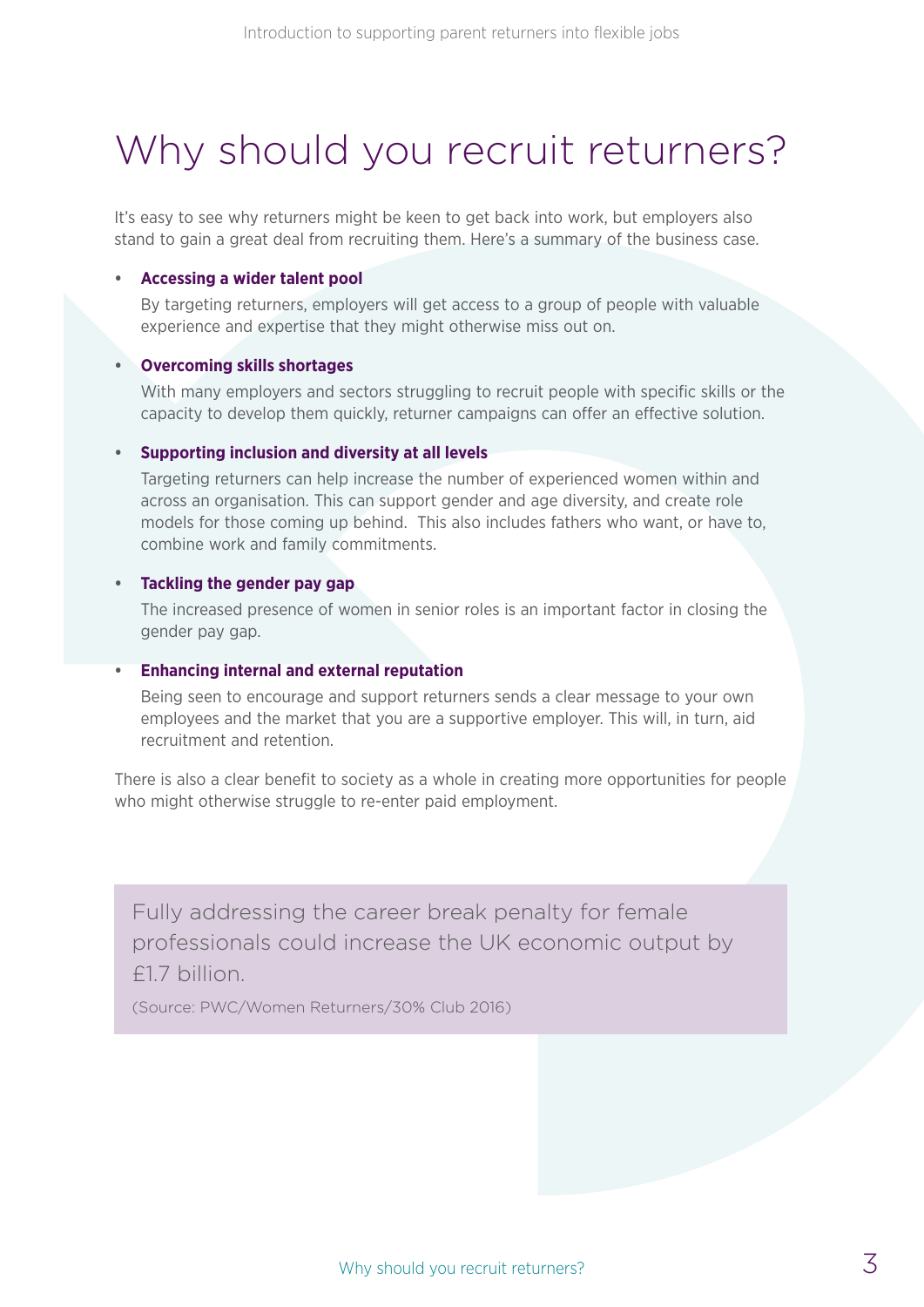# Why should you recruit returners?

It's easy to see why returners might be keen to get back into work, but employers also stand to gain a great deal from recruiting them. Here's a summary of the business case.

- **Accessing a wider talent pool**

  By targeting returners, employers will get access to a group of people with valuable experience and expertise that they might otherwise miss out on.

- **Overcoming skills shortages**

  With many employers and sectors struggling to recruit people with specific skills or the capacity to develop them quickly, returner campaigns can offer an effective solution.

- **Supporting inclusion and diversity at all levels**

  Targeting returners can help increase the number of experienced women within and across an organisation. This can support gender and age diversity, and create role models for those coming up behind. This also includes fathers who want, or have to, combine work and family commitments.

- **Tackling the gender pay gap**

  The increased presence of women in senior roles is an important factor in closing the gender pay gap.

- **Enhancing internal and external reputation**

  Being seen to encourage and support returners sends a clear message to your own employees and the market that you are a supportive employer. This will, in turn, aid recruitment and retention.

There is also a clear benefit to society as a whole in creating more opportunities for people who might otherwise struggle to re-enter paid employment.

> Fully addressing the career break penalty for female professionals could increase the UK economic output by £1.7 billion.
>
> (Source: PWC/Women Returners/30% Club 2016)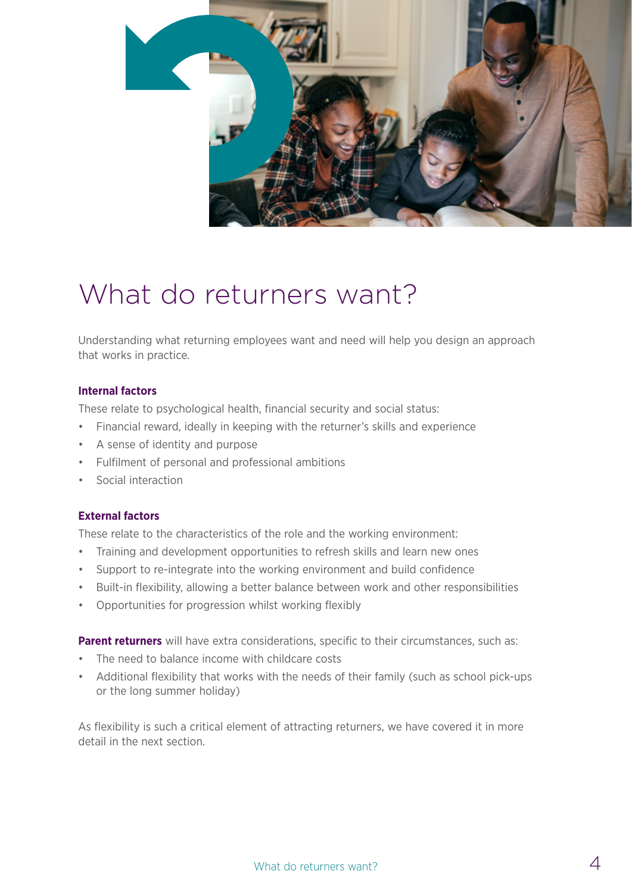# What do returners want?

Understanding what returning employees want and need will help you design an approach that works in practice.

**Internal factors**

These relate to psychological health, financial security and social status:

- Financial reward, ideally in keeping with the returner's skills and experience
- A sense of identity and purpose
- Fulfilment of personal and professional ambitions
- Social interaction

**External factors**

These relate to the characteristics of the role and the working environment:

- Training and development opportunities to refresh skills and learn new ones
- Support to re-integrate into the working environment and build confidence
- Built-in flexibility, allowing a better balance between work and other responsibilities
- Opportunities for progression whilst working flexibly

**Parent returners** will have extra considerations, specific to their circumstances, such as:

- The need to balance income with childcare costs
- Additional flexibility that works with the needs of their family (such as school pick-ups or the long summer holiday)

As flexibility is such a critical element of attracting returners, we have covered it in more detail in the next section.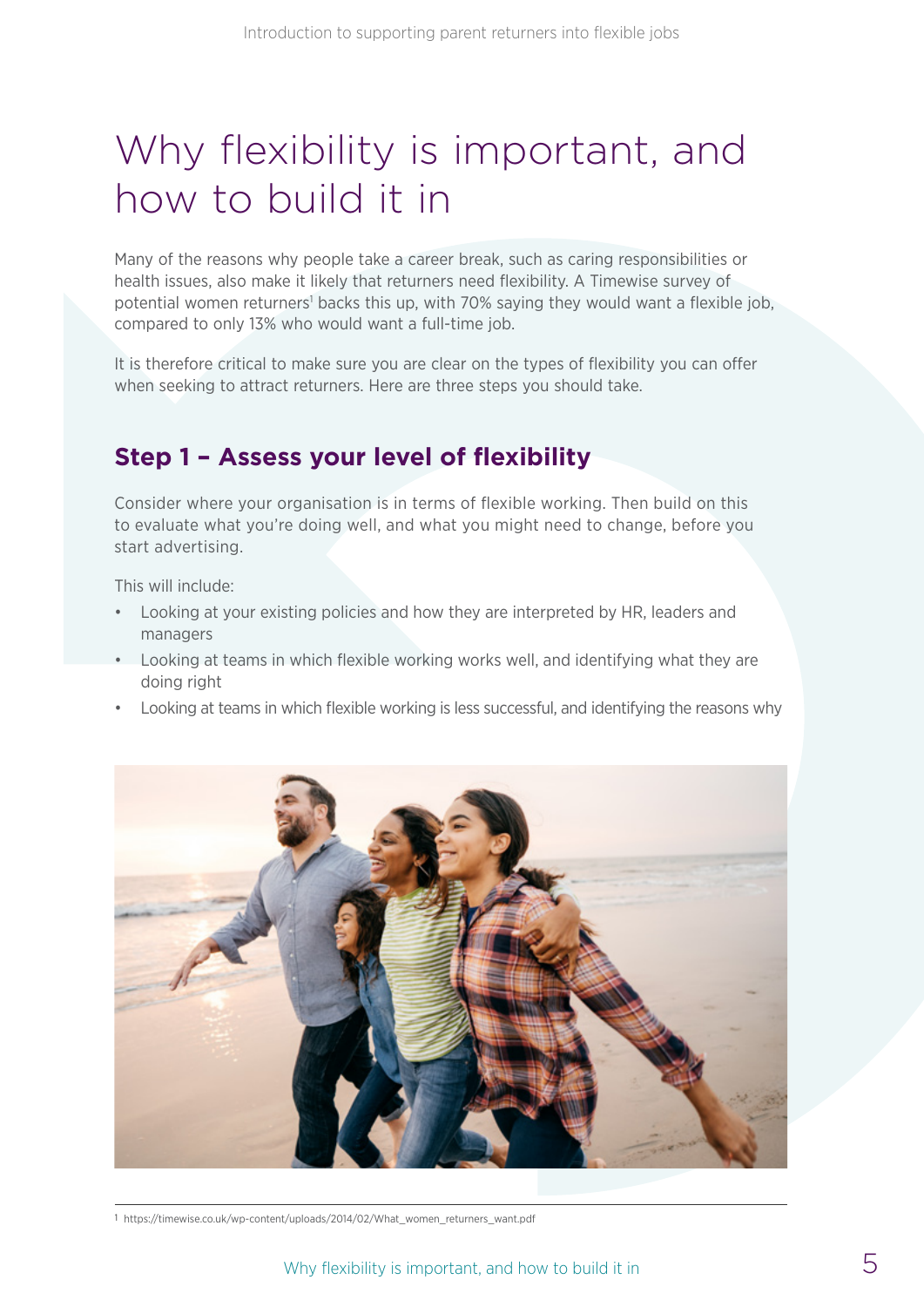# Why flexibility is important, and how to build it in

Many of the reasons why people take a career break, such as caring responsibilities or health issues, also make it likely that returners need flexibility. A Timewise survey of potential women returners[1] backs this up, with 70% saying they would want a flexible job, compared to only 13% who would want a full-time job.

It is therefore critical to make sure you are clear on the types of flexibility you can offer when seeking to attract returners. Here are three steps you should take.

## Step 1 – Assess your level of flexibility

Consider where your organisation is in terms of flexible working. Then build on this to evaluate what you're doing well, and what you might need to change, before you start advertising.

This will include:

- Looking at your existing policies and how they are interpreted by HR, leaders and managers
- Looking at teams in which flexible working works well, and identifying what they are doing right
- Looking at teams in which flexible working is less successful, and identifying the reasons why

[1] https://timewise.co.uk/wp-content/uploads/2014/02/What_women_returners_want.pdf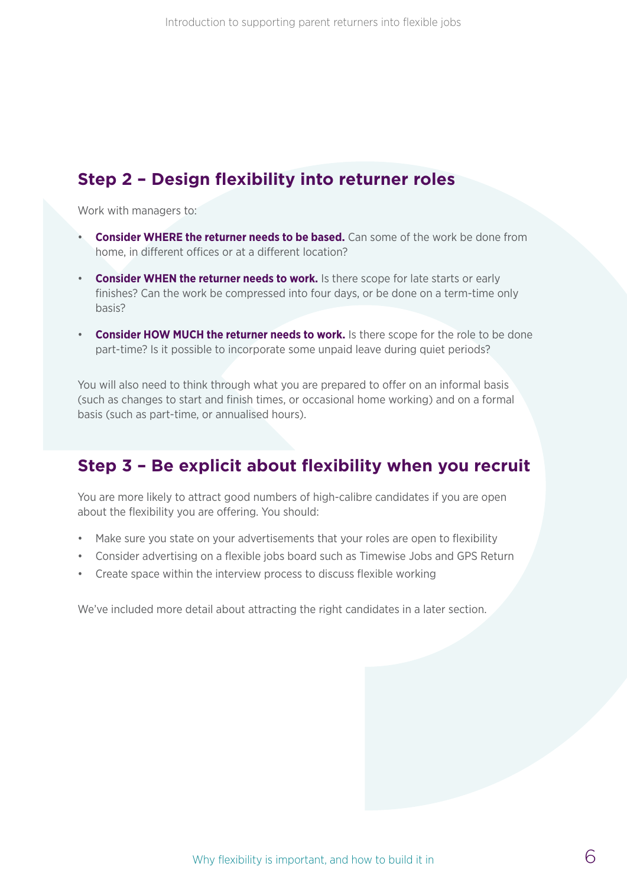## Step 2 – Design flexibility into returner roles

Work with managers to:

- **Consider WHERE the returner needs to be based.** Can some of the work be done from home, in different offices or at a different location?
- **Consider WHEN the returner needs to work.** Is there scope for late starts or early finishes? Can the work be compressed into four days, or be done on a term-time only basis?
- **Consider HOW MUCH the returner needs to work.** Is there scope for the role to be done part-time? Is it possible to incorporate some unpaid leave during quiet periods?

You will also need to think through what you are prepared to offer on an informal basis (such as changes to start and finish times, or occasional home working) and on a formal basis (such as part-time, or annualised hours).

## Step 3 – Be explicit about flexibility when you recruit

You are more likely to attract good numbers of high-calibre candidates if you are open about the flexibility you are offering. You should:

- Make sure you state on your advertisements that your roles are open to flexibility
- Consider advertising on a flexible jobs board such as Timewise Jobs and GPS Return
- Create space within the interview process to discuss flexible working

We've included more detail about attracting the right candidates in a later section.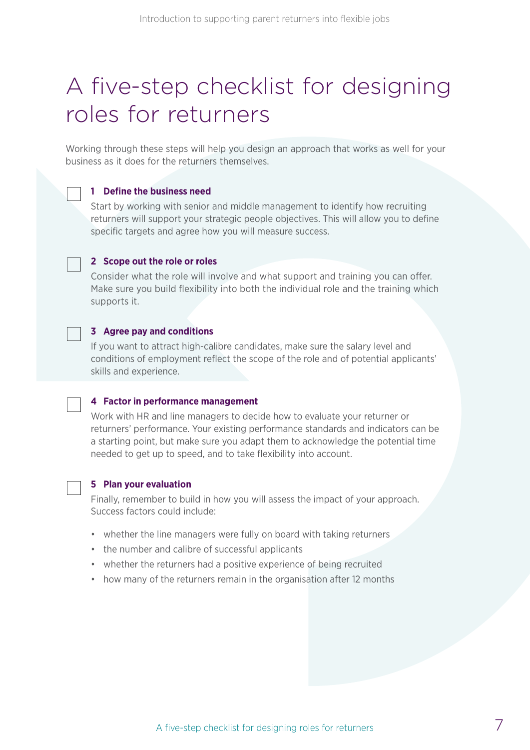# A five-step checklist for designing roles for returners

Working through these steps will help you design an approach that works as well for your business as it does for the returners themselves.

### 1 Define the business need

Start by working with senior and middle management to identify how recruiting returners will support your strategic people objectives. This will allow you to define specific targets and agree how you will measure success.

### 2 Scope out the role or roles

Consider what the role will involve and what support and training you can offer. Make sure you build flexibility into both the individual role and the training which supports it.

### 3 Agree pay and conditions

If you want to attract high-calibre candidates, make sure the salary level and conditions of employment reflect the scope of the role and of potential applicants' skills and experience.

### 4 Factor in performance management

Work with HR and line managers to decide how to evaluate your returner or returners' performance. Your existing performance standards and indicators can be a starting point, but make sure you adapt them to acknowledge the potential time needed to get up to speed, and to take flexibility into account.

### 5 Plan your evaluation

Finally, remember to build in how you will assess the impact of your approach. Success factors could include:

- whether the line managers were fully on board with taking returners
- the number and calibre of successful applicants
- whether the returners had a positive experience of being recruited
- how many of the returners remain in the organisation after 12 months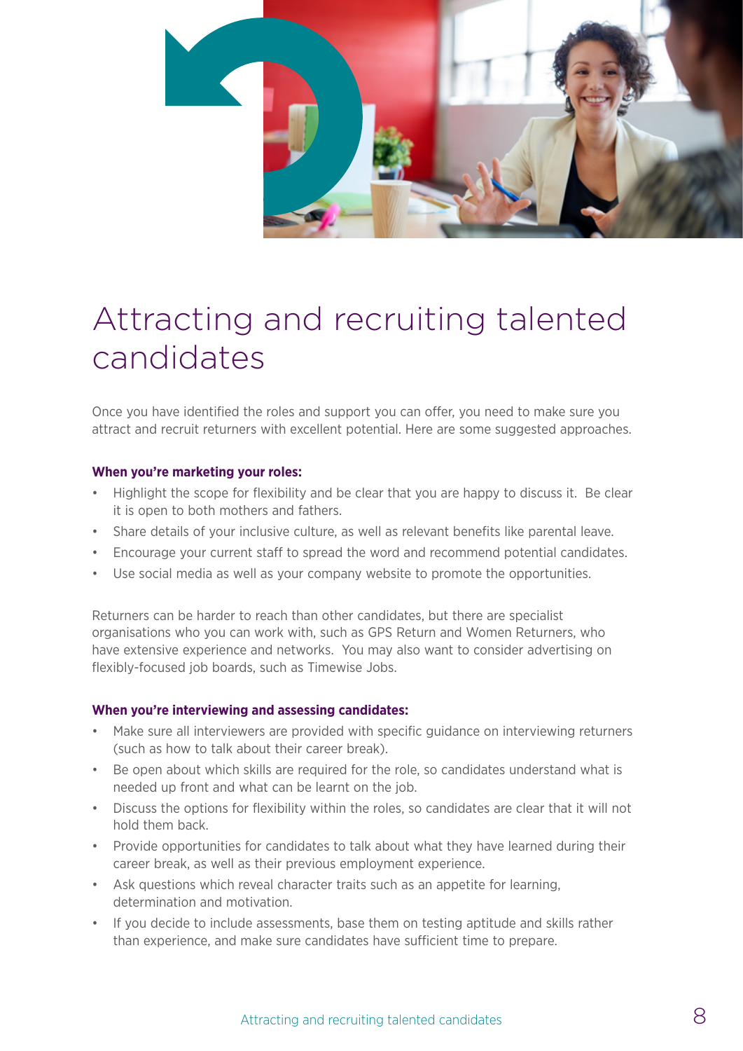# Attracting and recruiting talented candidates

Once you have identified the roles and support you can offer, you need to make sure you attract and recruit returners with excellent potential. Here are some suggested approaches.

**When you're marketing your roles:**

- Highlight the scope for flexibility and be clear that you are happy to discuss it. Be clear it is open to both mothers and fathers.
- Share details of your inclusive culture, as well as relevant benefits like parental leave.
- Encourage your current staff to spread the word and recommend potential candidates.
- Use social media as well as your company website to promote the opportunities.

Returners can be harder to reach than other candidates, but there are specialist organisations who you can work with, such as GPS Return and Women Returners, who have extensive experience and networks. You may also want to consider advertising on flexibly-focused job boards, such as Timewise Jobs.

**When you're interviewing and assessing candidates:**

- Make sure all interviewers are provided with specific guidance on interviewing returners (such as how to talk about their career break).
- Be open about which skills are required for the role, so candidates understand what is needed up front and what can be learnt on the job.
- Discuss the options for flexibility within the roles, so candidates are clear that it will not hold them back.
- Provide opportunities for candidates to talk about what they have learned during their career break, as well as their previous employment experience.
- Ask questions which reveal character traits such as an appetite for learning, determination and motivation.
- If you decide to include assessments, base them on testing aptitude and skills rather than experience, and make sure candidates have sufficient time to prepare.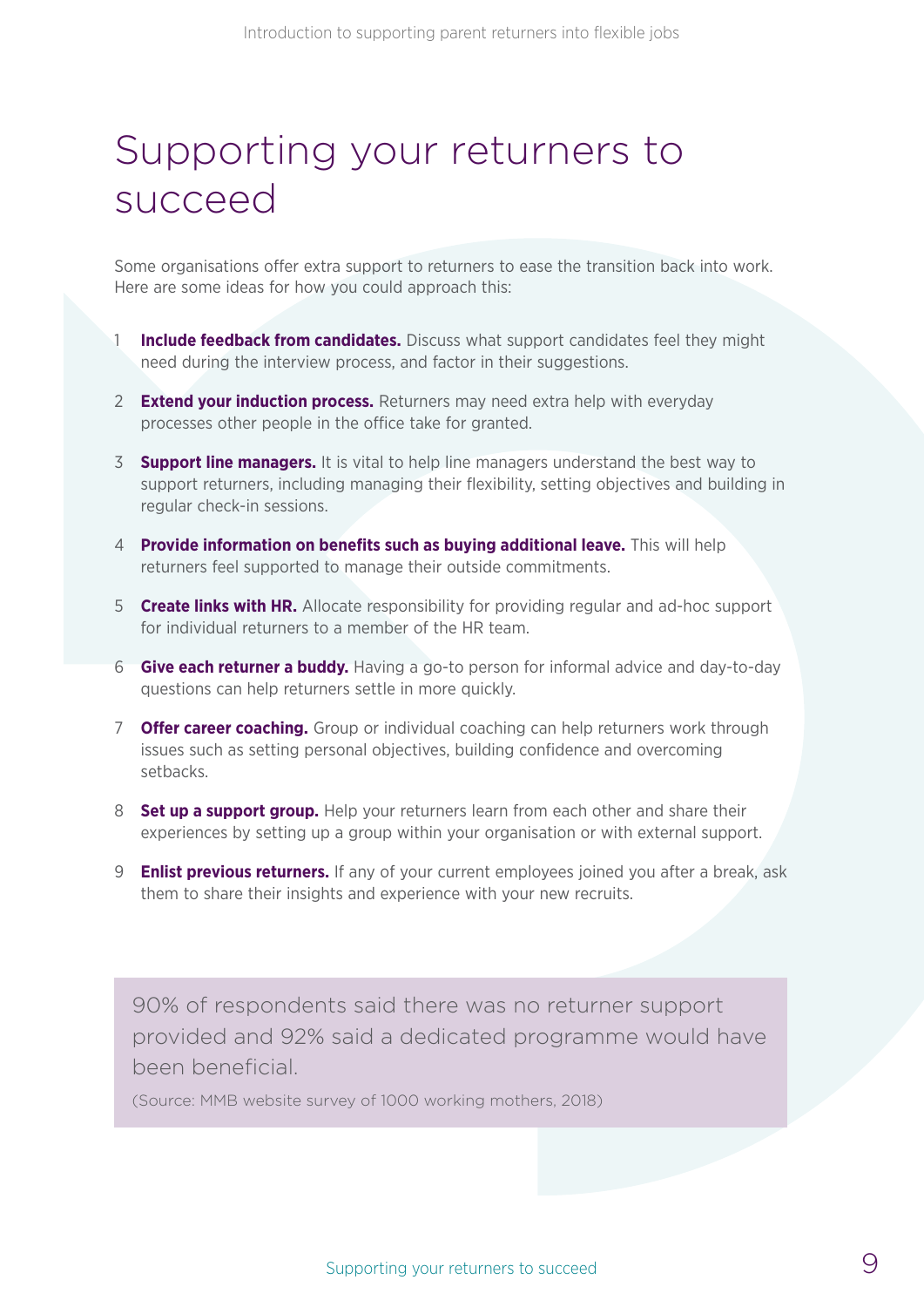# Supporting your returners to succeed

Some organisations offer extra support to returners to ease the transition back into work. Here are some ideas for how you could approach this:

1. **Include feedback from candidates.** Discuss what support candidates feel they might need during the interview process, and factor in their suggestions.
2. **Extend your induction process.** Returners may need extra help with everyday processes other people in the office take for granted.
3. **Support line managers.** It is vital to help line managers understand the best way to support returners, including managing their flexibility, setting objectives and building in regular check-in sessions.
4. **Provide information on benefits such as buying additional leave.** This will help returners feel supported to manage their outside commitments.
5. **Create links with HR.** Allocate responsibility for providing regular and ad-hoc support for individual returners to a member of the HR team.
6. **Give each returner a buddy.** Having a go-to person for informal advice and day-to-day questions can help returners settle in more quickly.
7. **Offer career coaching.** Group or individual coaching can help returners work through issues such as setting personal objectives, building confidence and overcoming setbacks.
8. **Set up a support group.** Help your returners learn from each other and share their experiences by setting up a group within your organisation or with external support.
9. **Enlist previous returners.** If any of your current employees joined you after a break, ask them to share their insights and experience with your new recruits.

> 90% of respondents said there was no returner support provided and 92% said a dedicated programme would have been beneficial.
>
> (Source: MMB website survey of 1000 working mothers, 2018)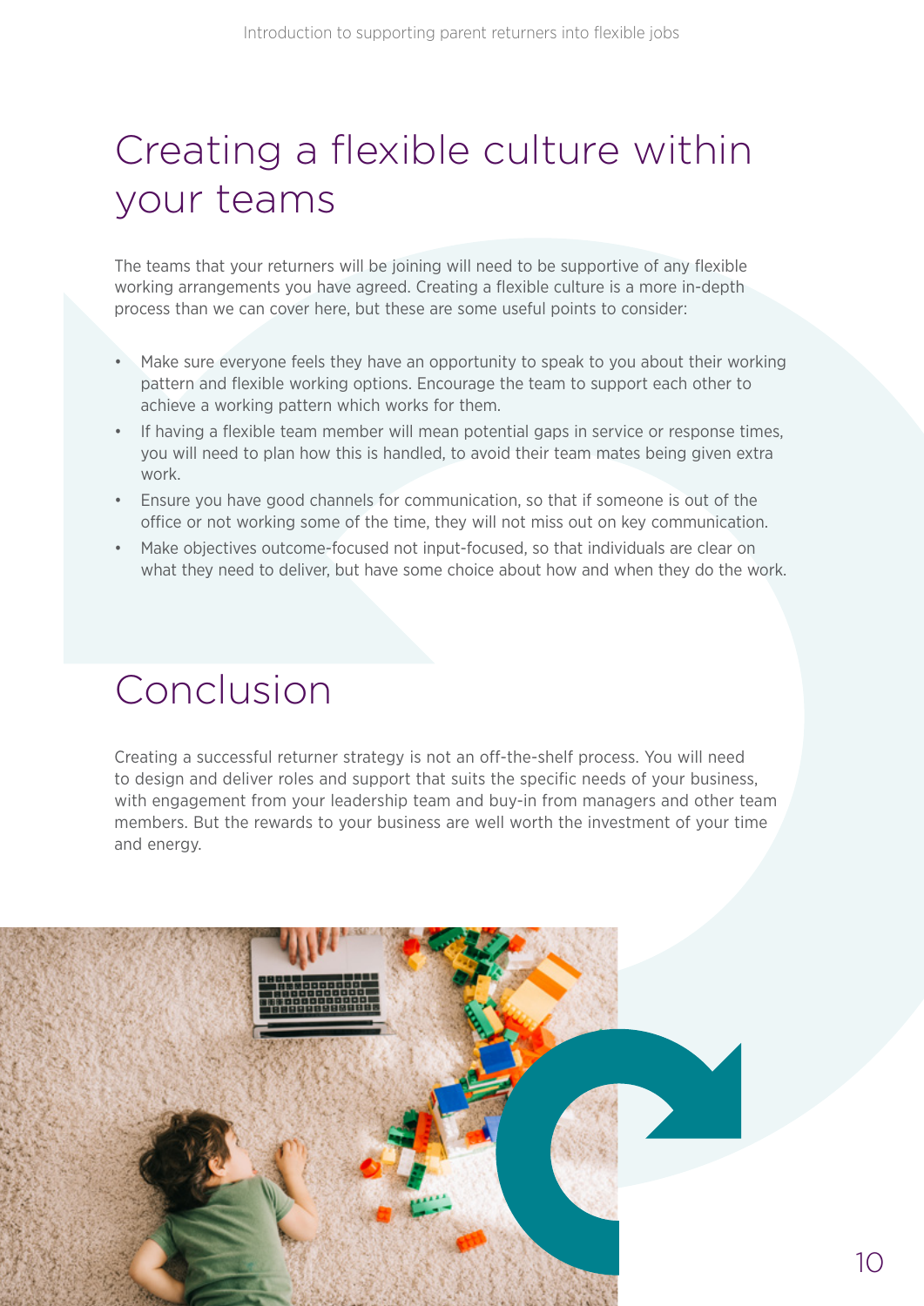# Creating a flexible culture within your teams

The teams that your returners will be joining will need to be supportive of any flexible working arrangements you have agreed. Creating a flexible culture is a more in-depth process than we can cover here, but these are some useful points to consider:

- Make sure everyone feels they have an opportunity to speak to you about their working pattern and flexible working options. Encourage the team to support each other to achieve a working pattern which works for them.
- If having a flexible team member will mean potential gaps in service or response times, you will need to plan how this is handled, to avoid their team mates being given extra work.
- Ensure you have good channels for communication, so that if someone is out of the office or not working some of the time, they will not miss out on key communication.
- Make objectives outcome-focused not input-focused, so that individuals are clear on what they need to deliver, but have some choice about how and when they do the work.

# Conclusion

Creating a successful returner strategy is not an off-the-shelf process. You will need to design and deliver roles and support that suits the specific needs of your business, with engagement from your leadership team and buy-in from managers and other team members. But the rewards to your business are well worth the investment of your time and energy.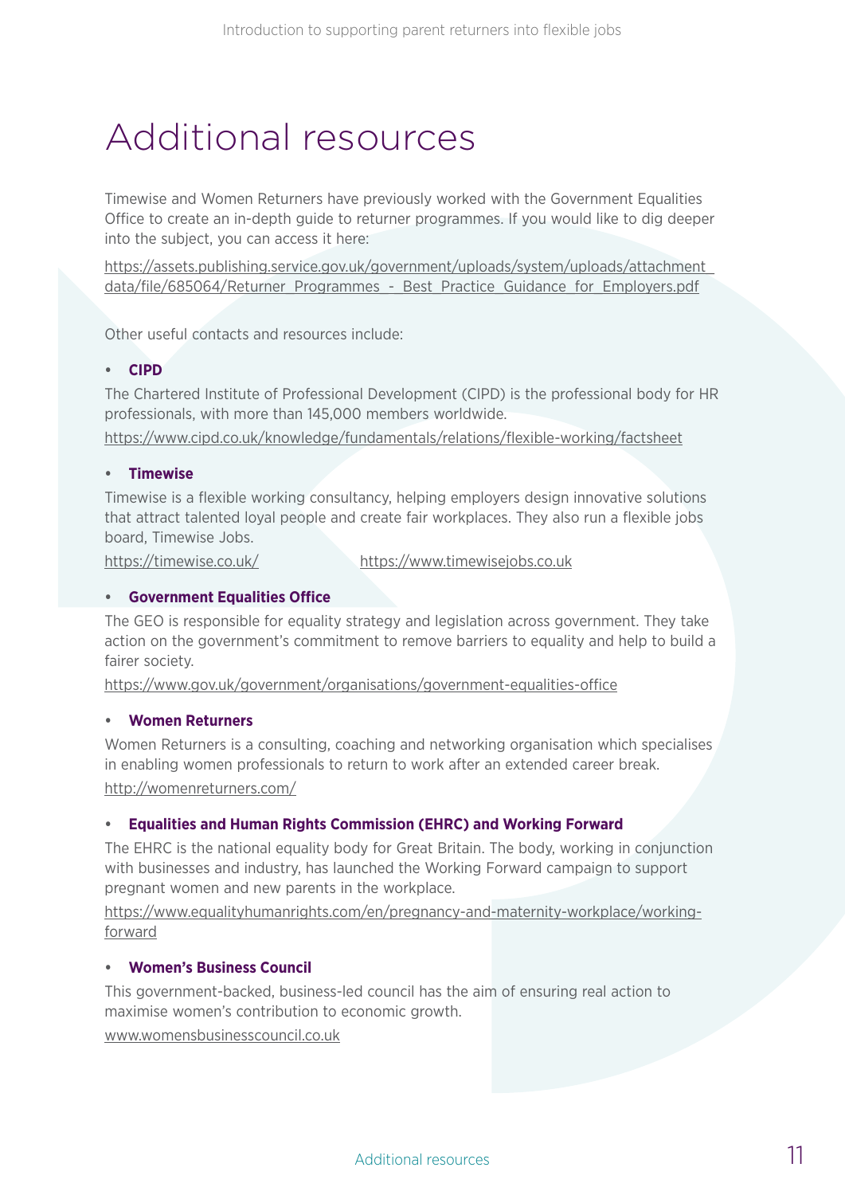# Additional resources

Timewise and Women Returners have previously worked with the Government Equalities Office to create an in-depth guide to returner programmes. If you would like to dig deeper into the subject, you can access it here:

https://assets.publishing.service.gov.uk/government/uploads/system/uploads/attachment_data/file/685064/Returner_Programmes_-_Best_Practice_Guidance_for_Employers.pdf

Other useful contacts and resources include:

- **CIPD**

The Chartered Institute of Professional Development (CIPD) is the professional body for HR professionals, with more than 145,000 members worldwide.

https://www.cipd.co.uk/knowledge/fundamentals/relations/flexible-working/factsheet

- **Timewise**

Timewise is a flexible working consultancy, helping employers design innovative solutions that attract talented loyal people and create fair workplaces. They also run a flexible jobs board, Timewise Jobs.

https://timewise.co.uk/ https://www.timewisejobs.co.uk

- **Government Equalities Office**

The GEO is responsible for equality strategy and legislation across government. They take action on the government's commitment to remove barriers to equality and help to build a fairer society.

https://www.gov.uk/government/organisations/government-equalities-office

- **Women Returners**

Women Returners is a consulting, coaching and networking organisation which specialises in enabling women professionals to return to work after an extended career break.

http://womenreturners.com/

- **Equalities and Human Rights Commission (EHRC) and Working Forward**

The EHRC is the national equality body for Great Britain. The body, working in conjunction with businesses and industry, has launched the Working Forward campaign to support pregnant women and new parents in the workplace.

https://www.equalityhumanrights.com/en/pregnancy-and-maternity-workplace/working-forward

- **Women's Business Council**

This government-backed, business-led council has the aim of ensuring real action to maximise women's contribution to economic growth.

www.womensbusinesscouncil.co.uk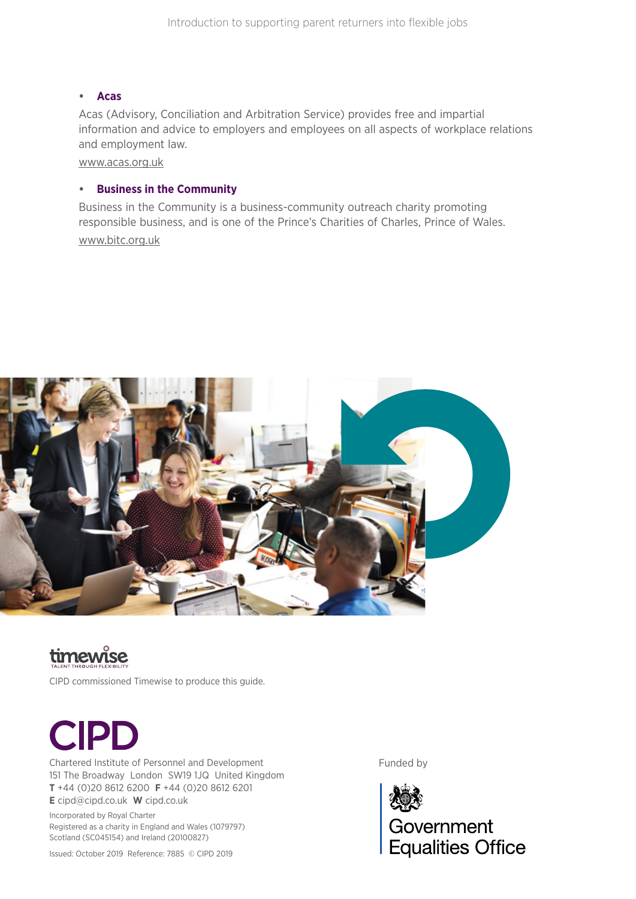- **Acas**

  Acas (Advisory, Conciliation and Arbitration Service) provides free and impartial information and advice to employers and employees on all aspects of workplace relations and employment law.

  www.acas.org.uk

- **Business in the Community**

  Business in the Community is a business-community outreach charity promoting responsible business, and is one of the Prince's Charities of Charles, Prince of Wales.

  www.bitc.org.uk

timewise
TALENT THROUGH FLEXIBILITY

CIPD commissioned Timewise to produce this guide.

CIPD

Chartered Institute of Personnel and Development
151 The Broadway London SW19 1JQ United Kingdom
**T** +44 (0)20 8612 6200 **F** +44 (0)20 8612 6201
**E** cipd@cipd.co.uk **W** cipd.co.uk

Incorporated by Royal Charter
Registered as a charity in England and Wales (1079797)
Scotland (SC045154) and Ireland (20100827)

Issued: October 2019 Reference: 7885 © CIPD 2019

Funded by

Government Equalities Office